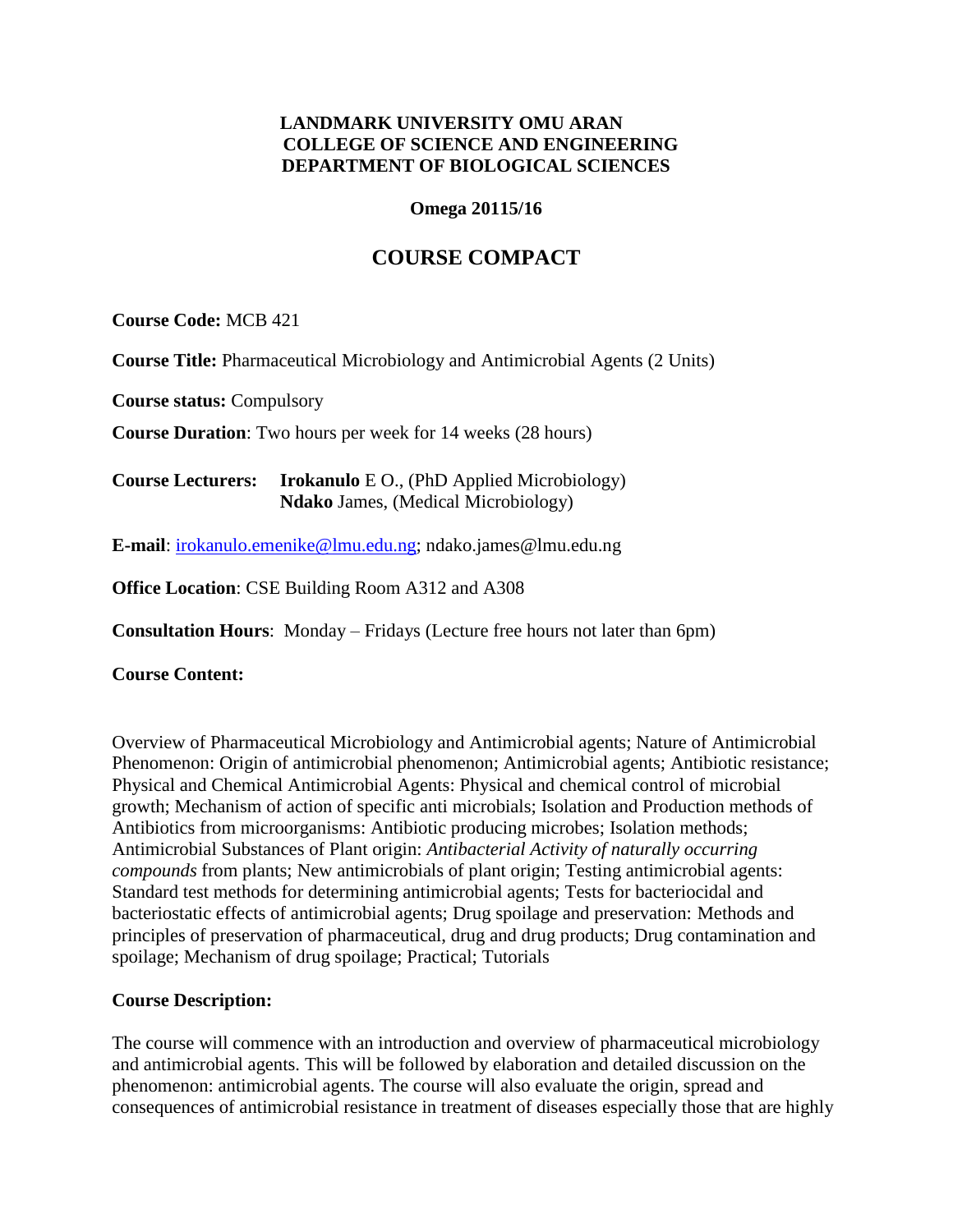**LANDMARK UNIVERSITY OMU ARAN**
**COLLEGE OF SCIENCE AND ENGINEERING**
**DEPARTMENT OF BIOLOGICAL SCIENCES**

**Omega 20115/16**

# COURSE COMPACT

**Course Code:** MCB 421

**Course Title:** Pharmaceutical Microbiology and Antimicrobial Agents (2 Units)

**Course status:** Compulsory

**Course Duration**: Two hours per week for 14 weeks (28 hours)

**Course Lecturers:** **Irokanulo** E O., (PhD Applied Microbiology)
**Ndako** James, (Medical Microbiology)

**E-mail**: irokanulo.emenike@lmu.edu.ng; ndako.james@lmu.edu.ng

**Office Location**: CSE Building Room A312 and A308

**Consultation Hours**: Monday – Fridays (Lecture free hours not later than 6pm)

**Course Content:**

Overview of Pharmaceutical Microbiology and Antimicrobial agents; Nature of Antimicrobial Phenomenon: Origin of antimicrobial phenomenon; Antimicrobial agents; Antibiotic resistance; Physical and Chemical Antimicrobial Agents: Physical and chemical control of microbial growth; Mechanism of action of specific anti microbials; Isolation and Production methods of Antibiotics from microorganisms: Antibiotic producing microbes; Isolation methods; Antimicrobial Substances of Plant origin: *Antibacterial Activity of naturally occurring compounds* from plants; New antimicrobials of plant origin; Testing antimicrobial agents: Standard test methods for determining antimicrobial agents; Tests for bacteriocidal and bacteriostatic effects of antimicrobial agents; Drug spoilage and preservation: Methods and principles of preservation of pharmaceutical, drug and drug products; Drug contamination and spoilage; Mechanism of drug spoilage; Practical; Tutorials

**Course Description:**

The course will commence with an introduction and overview of pharmaceutical microbiology and antimicrobial agents. This will be followed by elaboration and detailed discussion on the phenomenon: antimicrobial agents. The course will also evaluate the origin, spread and consequences of antimicrobial resistance in treatment of diseases especially those that are highly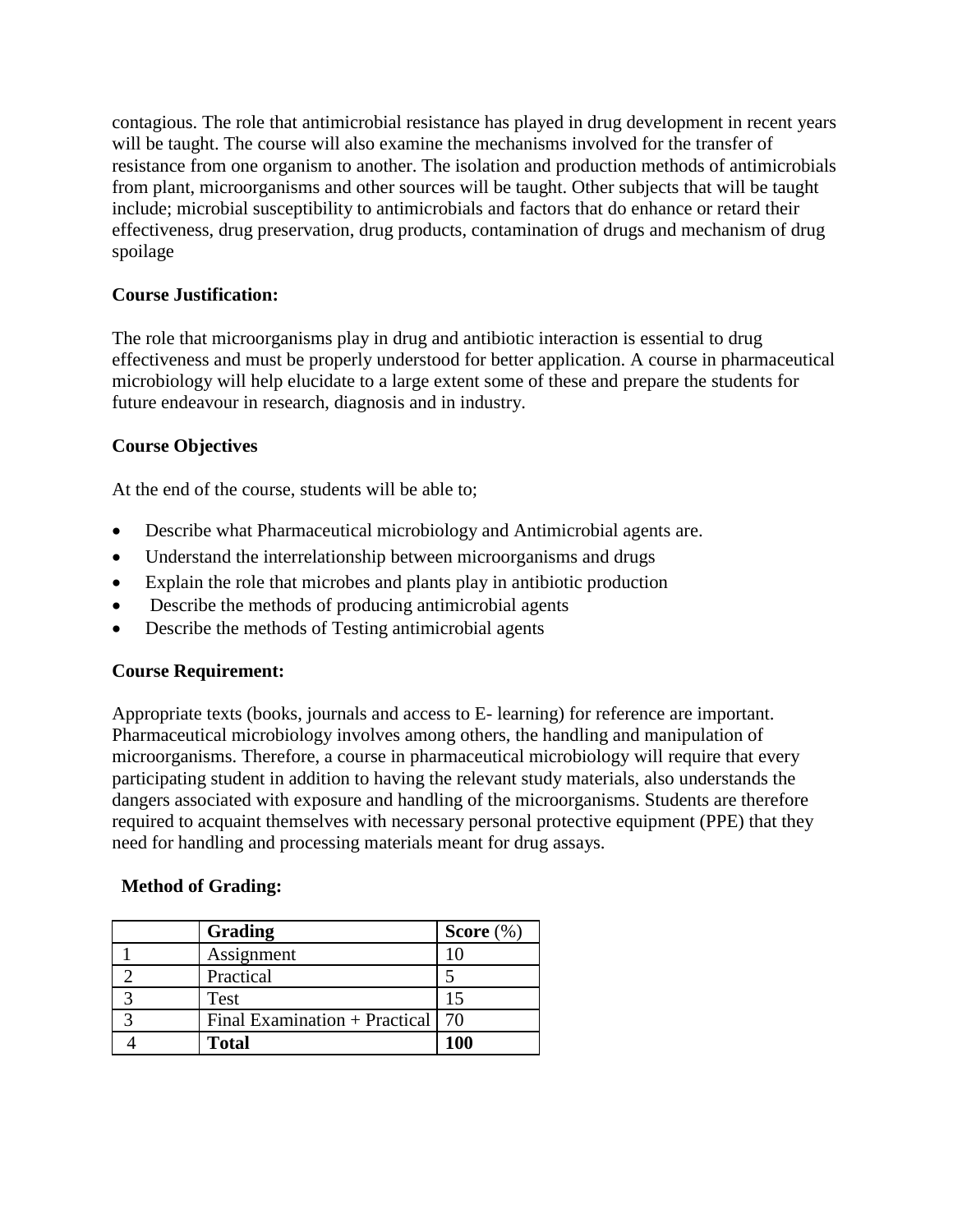contagious. The role that antimicrobial resistance has played in drug development in recent years will be taught. The course will also examine the mechanisms involved for the transfer of resistance from one organism to another. The isolation and production methods of antimicrobials from plant, microorganisms and other sources will be taught. Other subjects that will be taught include; microbial susceptibility to antimicrobials and factors that do enhance or retard their effectiveness, drug preservation, drug products, contamination of drugs and mechanism of drug spoilage

**Course Justification:**

The role that microorganisms play in drug and antibiotic interaction is essential to drug effectiveness and must be properly understood for better application. A course in pharmaceutical microbiology will help elucidate to a large extent some of these and prepare the students for future endeavour in research, diagnosis and in industry.

**Course Objectives**

At the end of the course, students will be able to;

- Describe what Pharmaceutical microbiology and Antimicrobial agents are.
- Understand the interrelationship between microorganisms and drugs
- Explain the role that microbes and plants play in antibiotic production
- Describe the methods of producing antimicrobial agents
- Describe the methods of Testing antimicrobial agents

**Course Requirement:**

Appropriate texts (books, journals and access to E- learning) for reference are important. Pharmaceutical microbiology involves among others, the handling and manipulation of microorganisms. Therefore, a course in pharmaceutical microbiology will require that every participating student in addition to having the relevant study materials, also understands the dangers associated with exposure and handling of the microorganisms. Students are therefore required to acquaint themselves with necessary personal protective equipment (PPE) that they need for handling and processing materials meant for drug assays.

**Method of Grading:**

| | **Grading** | **Score** (%) |
|---|---|---|
| 1 | Assignment | 10 |
| 2 | Practical | 5 |
| 3 | Test | 15 |
| 3 | Final Examination + Practical | 70 |
| 4 | **Total** | **100** |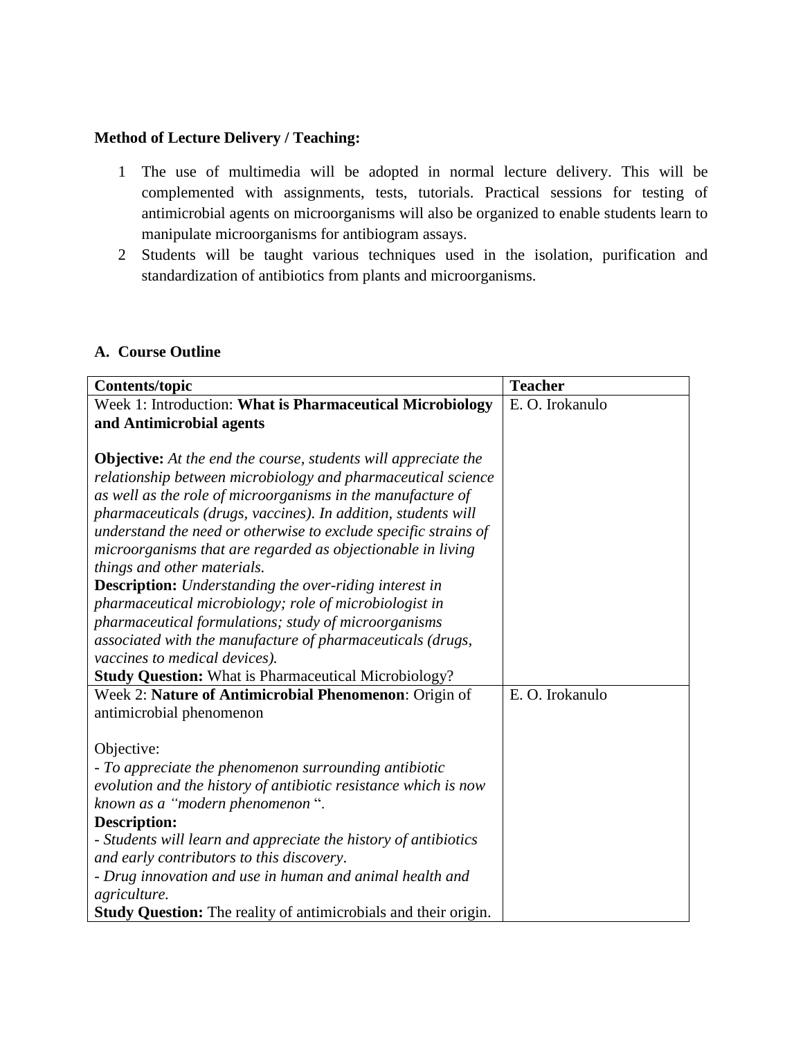**Method of Lecture Delivery / Teaching:**

1. The use of multimedia will be adopted in normal lecture delivery. This will be complemented with assignments, tests, tutorials. Practical sessions for testing of antimicrobial agents on microorganisms will also be organized to enable students learn to manipulate microorganisms for antibiogram assays.
2. Students will be taught various techniques used in the isolation, purification and standardization of antibiotics from plants and microorganisms.

**A. Course Outline**

| Contents/topic | Teacher |
|---|---|
| Week 1: Introduction: **What is Pharmaceutical Microbiology and Antimicrobial agents**<br><br>**Objective:** *At the end the course, students will appreciate the relationship between microbiology and pharmaceutical science as well as the role of microorganisms in the manufacture of pharmaceuticals (drugs, vaccines). In addition, students will understand the need or otherwise to exclude specific strains of microorganisms that are regarded as objectionable in living things and other materials.*<br>**Description:** *Understanding the over-riding interest in pharmaceutical microbiology; role of microbiologist in pharmaceutical formulations; study of microorganisms associated with the manufacture of pharmaceuticals (drugs, vaccines to medical devices).*<br>**Study Question:** What is Pharmaceutical Microbiology? | E. O. Irokanulo |
| Week 2: **Nature of Antimicrobial Phenomenon**: Origin of antimicrobial phenomenon<br><br>Objective:<br>- *To appreciate the phenomenon surrounding antibiotic evolution and the history of antibiotic resistance which is now known as a "modern phenomenon ".*<br>**Description:**<br>- *Students will learn and appreciate the history of antibiotics and early contributors to this discovery.*<br>- *Drug innovation and use in human and animal health and agriculture.*<br>**Study Question:** The reality of antimicrobials and their origin. | E. O. Irokanulo |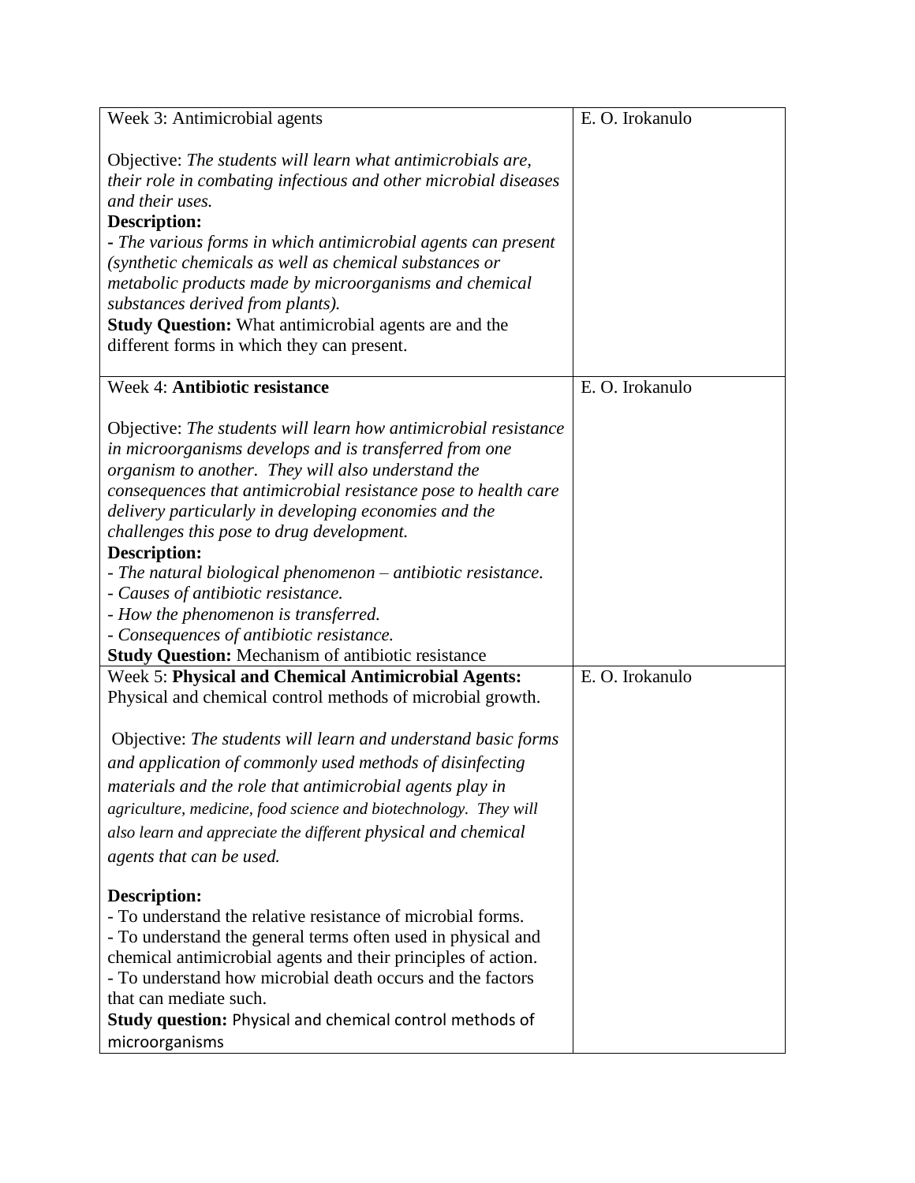| Week 3: Antimicrobial agents<br><br>Objective: *The students will learn what antimicrobials are, their role in combating infectious and other microbial diseases and their uses.*<br>**Description:**<br>*- The various forms in which antimicrobial agents can present (synthetic chemicals as well as chemical substances or metabolic products made by microorganisms and chemical substances derived from plants).*<br>**Study Question:** What antimicrobial agents are and the different forms in which they can present. | E. O. Irokanulo |
|---|---|
| Week 4: **Antibiotic resistance**<br><br>Objective: *The students will learn how antimicrobial resistance in microorganisms develops and is transferred from one organism to another. They will also understand the consequences that antimicrobial resistance pose to health care delivery particularly in developing economies and the challenges this pose to drug development.*<br>**Description:**<br>*- The natural biological phenomenon – antibiotic resistance.*<br>*- Causes of antibiotic resistance.*<br>*- How the phenomenon is transferred.*<br>*- Consequences of antibiotic resistance.*<br>**Study Question:** Mechanism of antibiotic resistance | E. O. Irokanulo |
| Week 5: **Physical and Chemical Antimicrobial Agents:** Physical and chemical control methods of microbial growth.<br><br>Objective: *The students will learn and understand basic forms and application of commonly used methods of disinfecting materials and the role that antimicrobial agents play in agriculture, medicine, food science and biotechnology. They will also learn and appreciate the different physical and chemical agents that can be used.*<br><br>**Description:**<br>- To understand the relative resistance of microbial forms.<br>- To understand the general terms often used in physical and chemical antimicrobial agents and their principles of action.<br>- To understand how microbial death occurs and the factors that can mediate such.<br>**Study question:** Physical and chemical control methods of microorganisms | E. O. Irokanulo |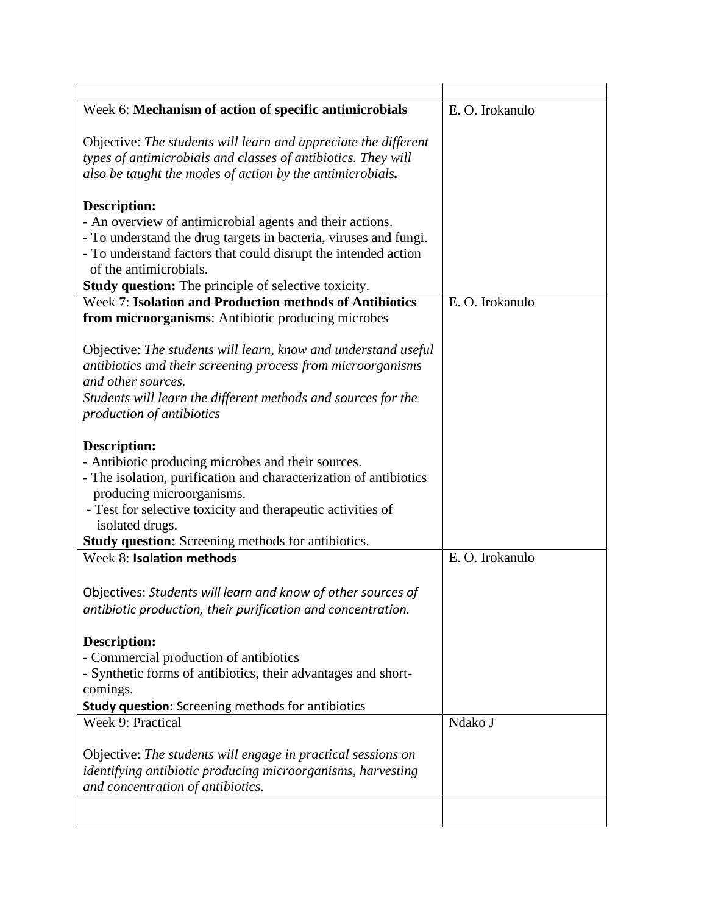| | |
|---|---|
| Week 6: **Mechanism of action of specific antimicrobials**<br><br>Objective: *The students will learn and appreciate the different types of antimicrobials and classes of antibiotics. They will also be taught the modes of action by the antimicrobials.*<br><br>**Description:**<br>- An overview of antimicrobial agents and their actions.<br>- To understand the drug targets in bacteria, viruses and fungi.<br>- To understand factors that could disrupt the intended action of the antimicrobials.<br>**Study question:** The principle of selective toxicity. | E. O. Irokanulo |
| Week 7: **Isolation and Production methods of Antibiotics from microorganisms**: Antibiotic producing microbes<br><br>Objective: *The students will learn, know and understand useful antibiotics and their screening process from microorganisms and other sources.*<br>*Students will learn the different methods and sources for the production of antibiotics*<br><br>**Description:**<br>- Antibiotic producing microbes and their sources.<br>- The isolation, purification and characterization of antibiotics producing microorganisms.<br>- Test for selective toxicity and therapeutic activities of isolated drugs.<br>**Study question:** Screening methods for antibiotics. | E. O. Irokanulo |
| Week 8: **Isolation methods**<br><br>Objectives: *Students will learn and know of other sources of antibiotic production, their purification and concentration.*<br><br>**Description:**<br>- Commercial production of antibiotics<br>- Synthetic forms of antibiotics, their advantages and short-comings.<br>**Study question:** Screening methods for antibiotics | E. O. Irokanulo |
| Week 9: Practical<br><br>Objective: *The students will engage in practical sessions on identifying antibiotic producing microorganisms, harvesting and concentration of antibiotics.* | Ndako J |
| | |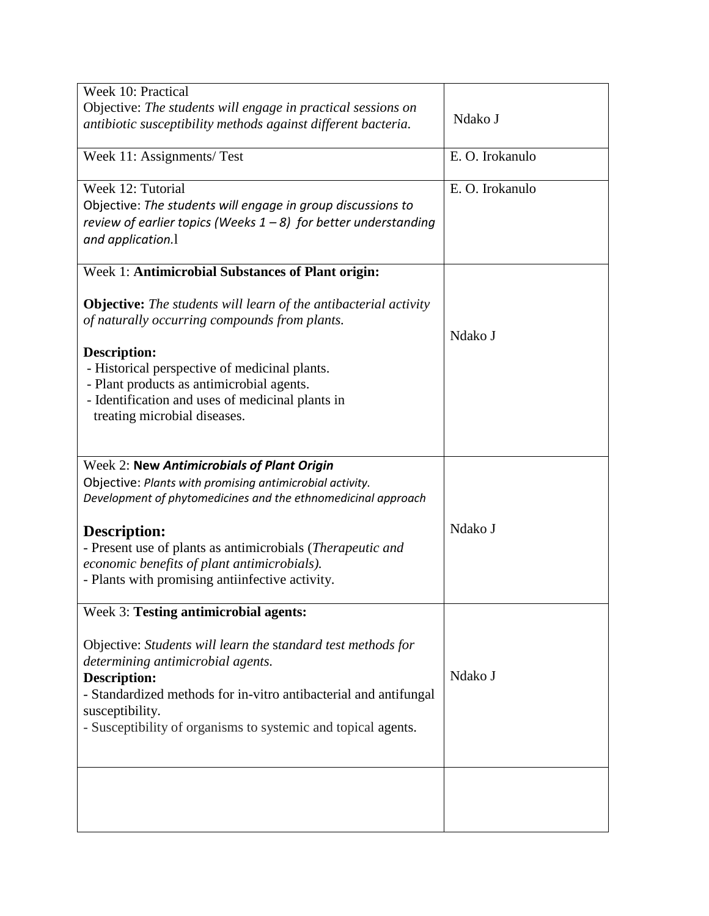| | |
|---|---|
| Week 10: Practical<br>Objective: *The students will engage in practical sessions on antibiotic susceptibility methods against different bacteria.* | Ndako J |
| Week 11: Assignments/ Test | E. O. Irokanulo |
| Week 12: Tutorial<br>Objective: *The students will engage in group discussions to review of earlier topics (Weeks 1 – 8) for better understanding and application.*l | E. O. Irokanulo |
| Week 1: **Antimicrobial Substances of Plant origin:**<br><br>**Objective:** *The students will learn of the antibacterial activity of naturally occurring compounds from plants.*<br><br>**Description:**<br>- Historical perspective of medicinal plants.<br>- Plant products as antimicrobial agents.<br>- Identification and uses of medicinal plants in treating microbial diseases. | Ndako J |
| Week 2: **New *Antimicrobials of Plant Origin***<br>Objective: *Plants with promising antimicrobial activity. Development of phytomedicines and the ethnomedicinal approach*<br><br>**Description:**<br>- Present use of plants as antimicrobials (*Therapeutic and economic benefits of plant antimicrobials).*<br>- Plants with promising antiinfective activity. | Ndako J |
| Week 3: **Testing antimicrobial agents:**<br><br>Objective: *Students will learn the standard test methods for determining antimicrobial agents.*<br>**Description:**<br>- Standardized methods for in-vitro antibacterial and antifungal susceptibility.<br>- Susceptibility of organisms to systemic and topical agents. | Ndako J |
| | |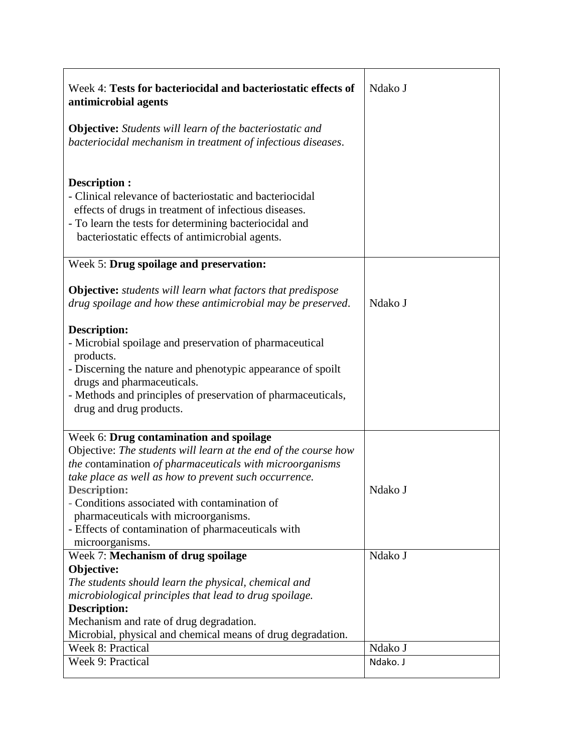| | |
|---|---|
| Week 4: **Tests for bacteriocidal and bacteriostatic effects of antimicrobial agents**<br><br>**Objective:** *Students will learn of the bacteriostatic and bacteriocidal mechanism in treatment of infectious diseases*.<br><br>**Description :**<br>- Clinical relevance of bacteriostatic and bacteriocidal effects of drugs in treatment of infectious diseases.<br>- To learn the tests for determining bacteriocidal and bacteriostatic effects of antimicrobial agents. | Ndako J |
| Week 5: **Drug spoilage and preservation:**<br><br>**Objective:** *students will learn what factors that predispose drug spoilage and how these antimicrobial may be preserved*.<br><br>**Description:**<br>- Microbial spoilage and preservation of pharmaceutical products.<br>- Discerning the nature and phenotypic appearance of spoilt drugs and pharmaceuticals.<br>- Methods and principles of preservation of pharmaceuticals, drug and drug products. | Ndako J |
| Week 6: **Drug contamination and spoilage**<br>Objective: *The students will learn at the end of the course how the contamination of pharmaceuticals with microorganisms take place as well as how to prevent such occurrence.*<br>**Description:**<br>- Conditions associated with contamination of pharmaceuticals with microorganisms.<br>- Effects of contamination of pharmaceuticals with microorganisms. | Ndako J |
| Week 7: **Mechanism of drug spoilage**<br>**Objective:**<br>*The students should learn the physical, chemical and microbiological principles that lead to drug spoilage.*<br>**Description:**<br>Mechanism and rate of drug degradation.<br>Microbial, physical and chemical means of drug degradation. | Ndako J |
| Week 8: Practical | Ndako J |
| Week 9: Practical | Ndako. J |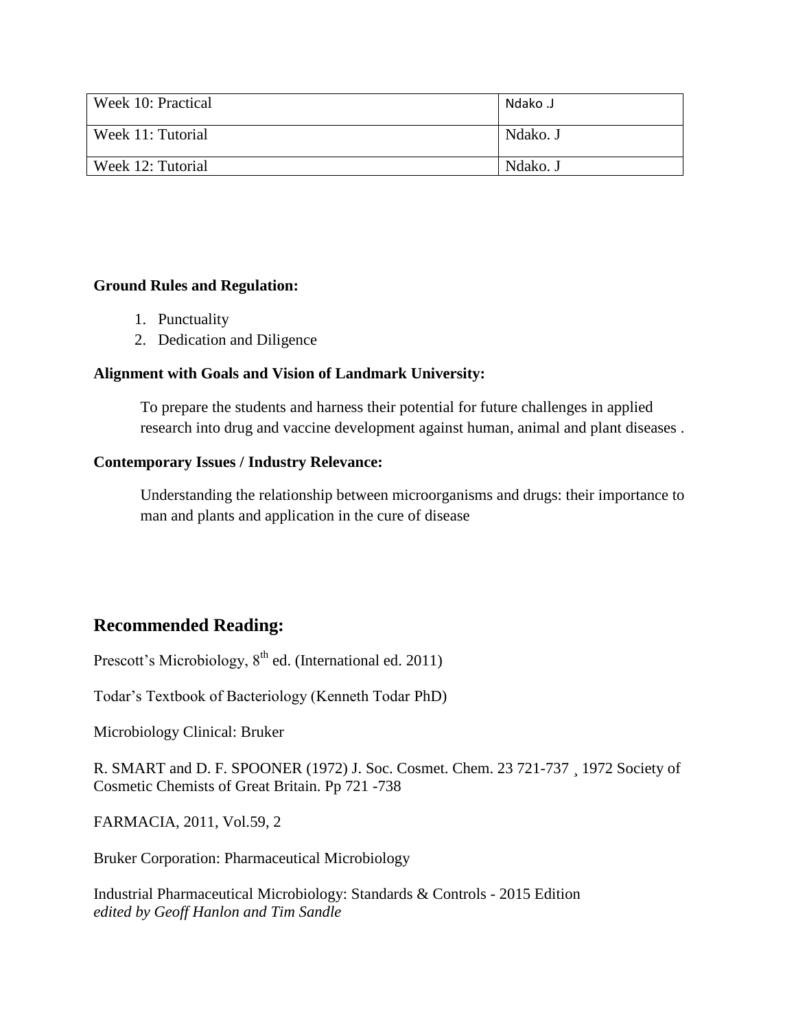| Week 10: Practical | Ndako .J |
|---|---|
| Week 11: Tutorial | Ndako. J |
| Week 12: Tutorial | Ndako. J |

**Ground Rules and Regulation:**

1. Punctuality
2. Dedication and Diligence

**Alignment with Goals and Vision of Landmark University:**

To prepare the students and harness their potential for future challenges in applied research into drug and vaccine development against human, animal and plant diseases .

**Contemporary Issues / Industry Relevance:**

Understanding the relationship between microorganisms and drugs: their importance to man and plants and application in the cure of disease

## Recommended Reading:

Prescott's Microbiology, $8^{th}$ ed. (International ed. 2011)

Todar's Textbook of Bacteriology (Kenneth Todar PhD)

Microbiology Clinical: Bruker

R. SMART and D. F. SPOONER (1972) J. Soc. Cosmet. Chem. 23 721-737 ¸ 1972 Society of Cosmetic Chemists of Great Britain. Pp 721 -738

FARMACIA, 2011, Vol.59, 2

Bruker Corporation: Pharmaceutical Microbiology

Industrial Pharmaceutical Microbiology: Standards & Controls - 2015 Edition
*edited by Geoff Hanlon and Tim Sandle*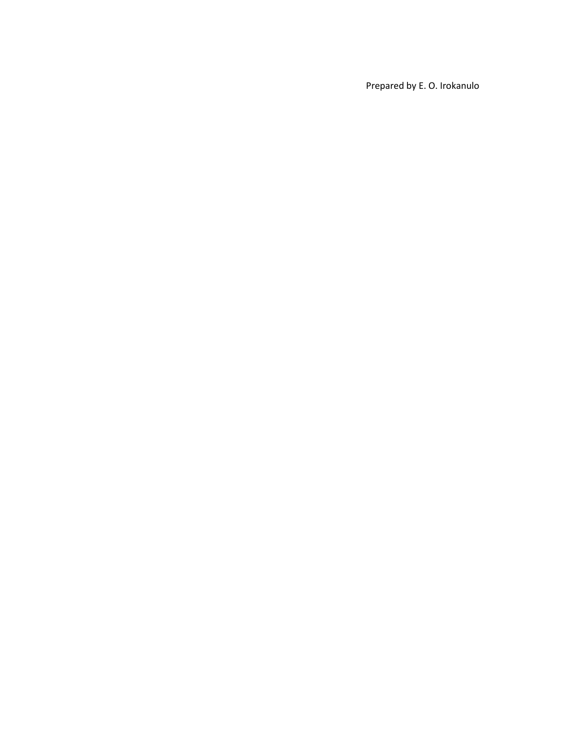Prepared by E. O. Irokanulo